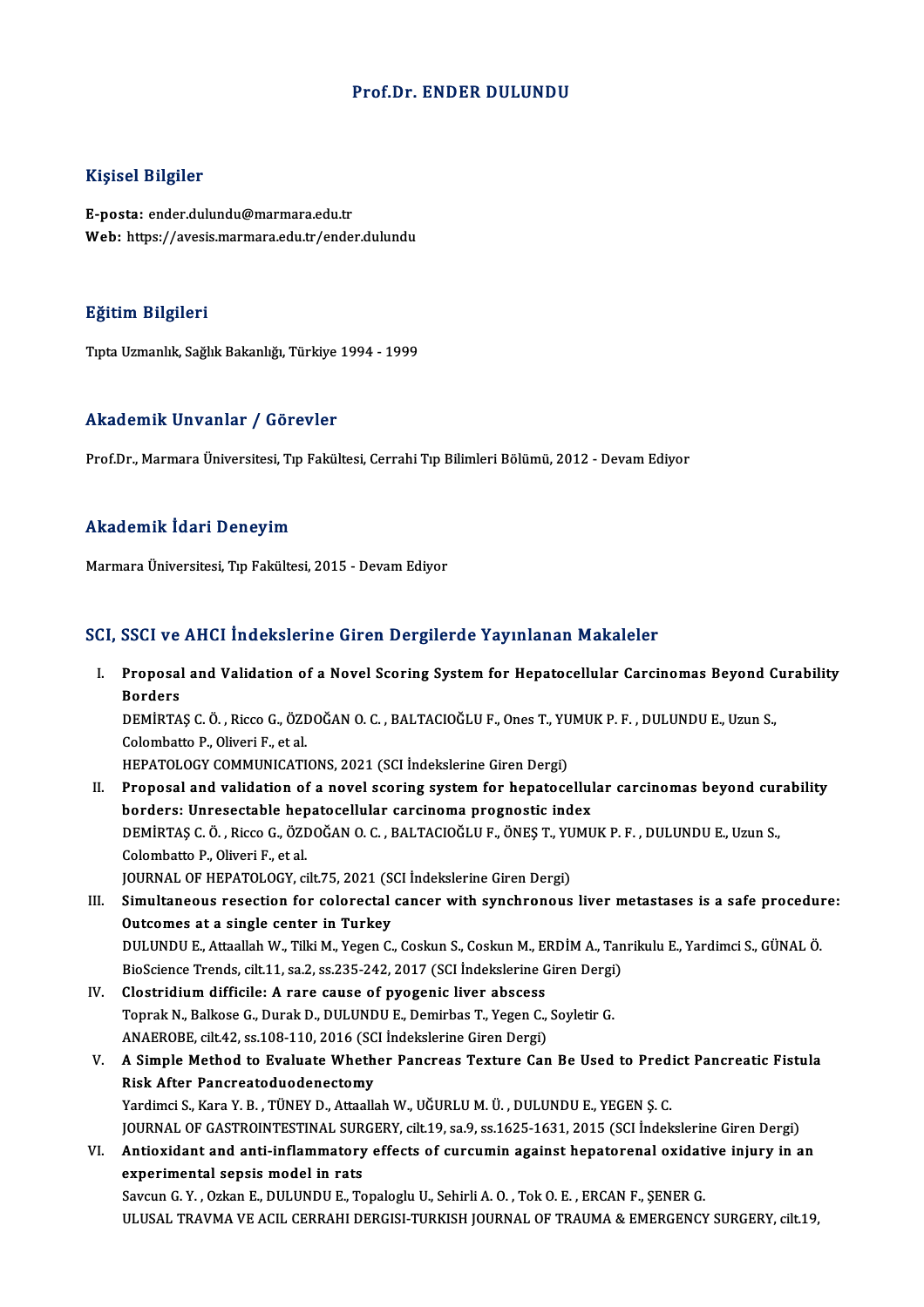# Prof.Dr. ENDER DULUNDU

## Kişisel Bilgiler

**E-posta:** ender.dulundu@marmara.edu.tr
**Web:** https://avesis.marmara.edu.tr/ender.dulundu

## Eğitim Bilgileri

Tıpta Uzmanlık, Sağlık Bakanlığı, Türkiye 1994 - 1999

## Akademik Unvanlar / Görevler

Prof.Dr., Marmara Üniversitesi, Tıp Fakültesi, Cerrahi Tıp Bilimleri Bölümü, 2012 - Devam Ediyor

## Akademik İdari Deneyim

Marmara Üniversitesi, Tıp Fakültesi, 2015 - Devam Ediyor

## SCI, SSCI ve AHCI İndekslerine Giren Dergilerde Yayınlanan Makaleler

I. **Proposal and Validation of a Novel Scoring System for Hepatocellular Carcinomas Beyond Curability Borders**
DEMİRTAŞ C. Ö. , Ricco G., ÖZDOĞAN O. C. , BALTACIOĞLU F., Ones T., YUMUK P. F. , DULUNDU E., Uzun S., Colombatto P., Oliveri F., et al.
HEPATOLOGY COMMUNICATIONS, 2021 (SCI İndekslerine Giren Dergi)

II. **Proposal and validation of a novel scoring system for hepatocellular carcinomas beyond curability borders: Unresectable hepatocellular carcinoma prognostic index**
DEMİRTAŞ C. Ö. , Ricco G., ÖZDOĞAN O. C. , BALTACIOĞLU F., ÖNEŞ T., YUMUK P. F. , DULUNDU E., Uzun S., Colombatto P., Oliveri F., et al.
JOURNAL OF HEPATOLOGY, cilt.75, 2021 (SCI İndekslerine Giren Dergi)

III. **Simultaneous resection for colorectal cancer with synchronous liver metastases is a safe procedure: Outcomes at a single center in Turkey**
DULUNDU E., Attaallah W., Tilki M., Yegen C., Coskun S., Coskun M., ERDİM A., Tanrikulu E., Yardimci S., GÜNAL Ö.
BioScience Trends, cilt.11, sa.2, ss.235-242, 2017 (SCI İndekslerine Giren Dergi)

IV. **Clostridium difficile: A rare cause of pyogenic liver abscess**
Toprak N., Balkose G., Durak D., DULUNDU E., Demirbas T., Yegen C., Soyletir G.
ANAEROBE, cilt.42, ss.108-110, 2016 (SCI İndekslerine Giren Dergi)

V. **A Simple Method to Evaluate Whether Pancreas Texture Can Be Used to Predict Pancreatic Fistula Risk After Pancreatoduodenectomy**
Yardimci S., Kara Y. B. , TÜNEY D., Attaallah W., UĞURLU M. Ü. , DULUNDU E., YEGEN Ş. C.
JOURNAL OF GASTROINTESTINAL SURGERY, cilt.19, sa.9, ss.1625-1631, 2015 (SCI İndekslerine Giren Dergi)

VI. **Antioxidant and anti-inflammatory effects of curcumin against hepatorenal oxidative injury in an experimental sepsis model in rats**
Savcun G. Y. , Ozkan E., DULUNDU E., Topaloglu U., Sehirli A. O. , Tok O. E. , ERCAN F., ŞENER G.
ULUSAL TRAVMA VE ACIL CERRAHI DERGISI-TURKISH JOURNAL OF TRAUMA & EMERGENCY SURGERY, cilt.19,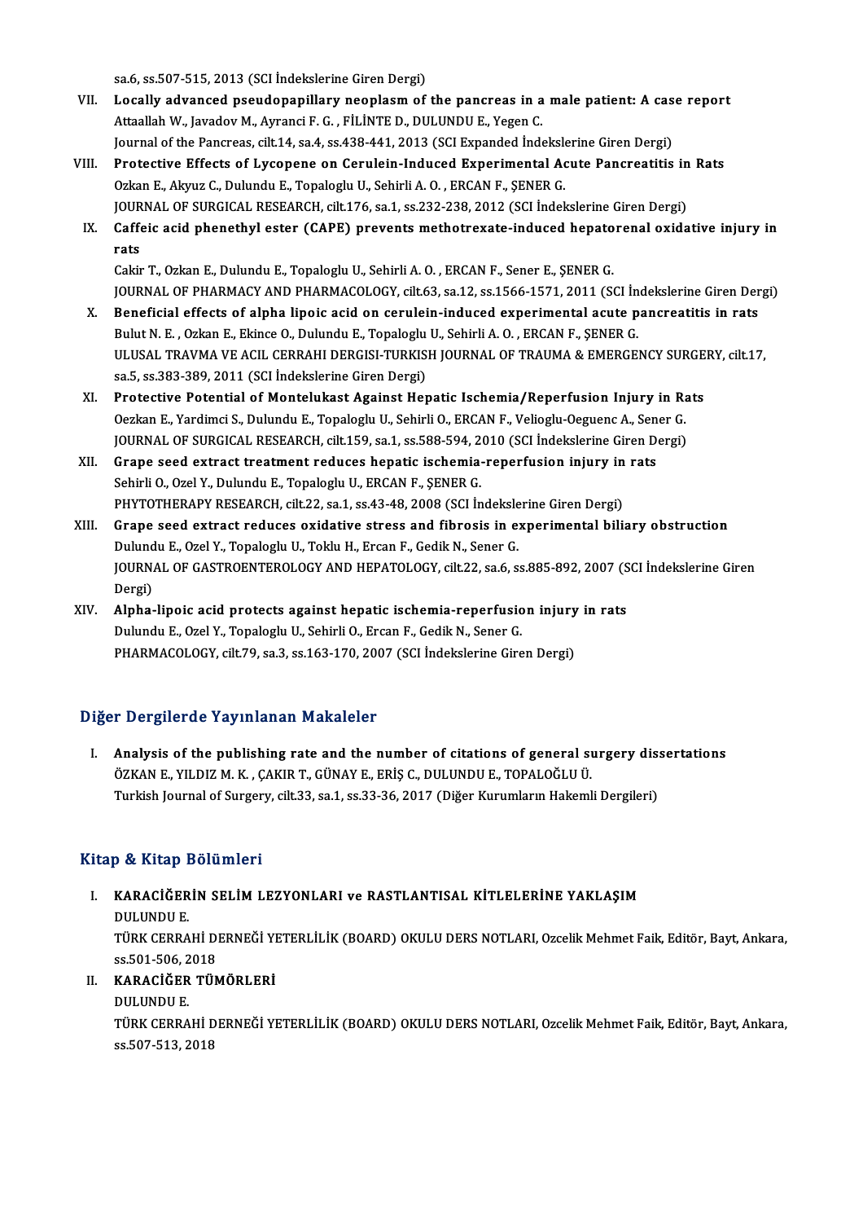sa.6, ss.507-515, 2013 (SCI İndekslerine Giren Dergi)

VII. **Locally advanced pseudopapillary neoplasm of the pancreas in a male patient: A case report**
Attaallah W., Javadov M., Ayranci F. G. , FİLİNTE D., DULUNDU E., Yegen C.
Journal of the Pancreas, cilt.14, sa.4, ss.438-441, 2013 (SCI Expanded İndekslerine Giren Dergi)

VIII. **Protective Effects of Lycopene on Cerulein-Induced Experimental Acute Pancreatitis in Rats**
Ozkan E., Akyuz C., Dulundu E., Topaloglu U., Sehirli A. O. , ERCAN F., ŞENER G.
JOURNAL OF SURGICAL RESEARCH, cilt.176, sa.1, ss.232-238, 2012 (SCI İndekslerine Giren Dergi)

IX. **Caffeic acid phenethyl ester (CAPE) prevents methotrexate-induced hepatorenal oxidative injury in rats**
Cakir T., Ozkan E., Dulundu E., Topaloglu U., Sehirli A. O. , ERCAN F., Sener E., ŞENER G.
JOURNAL OF PHARMACY AND PHARMACOLOGY, cilt.63, sa.12, ss.1566-1571, 2011 (SCI İndekslerine Giren Dergi)

X. **Beneficial effects of alpha lipoic acid on cerulein-induced experimental acute pancreatitis in rats**
Bulut N. E. , Ozkan E., Ekince O., Dulundu E., Topaloglu U., Sehirli A. O. , ERCAN F., ŞENER G.
ULUSAL TRAVMA VE ACIL CERRAHI DERGISI-TURKISH JOURNAL OF TRAUMA & EMERGENCY SURGERY, cilt.17, sa.5, ss.383-389, 2011 (SCI İndekslerine Giren Dergi)

XI. **Protective Potential of Montelukast Against Hepatic Ischemia/Reperfusion Injury in Rats**
Oezkan E., Yardimci S., Dulundu E., Topaloglu U., Sehirli O., ERCAN F., Velioglu-Oeguenc A., Sener G.
JOURNAL OF SURGICAL RESEARCH, cilt.159, sa.1, ss.588-594, 2010 (SCI İndekslerine Giren Dergi)

XII. **Grape seed extract treatment reduces hepatic ischemia-reperfusion injury in rats**
Sehirli O., Ozel Y., Dulundu E., Topaloglu U., ERCAN F., ŞENER G.
PHYTOTHERAPY RESEARCH, cilt.22, sa.1, ss.43-48, 2008 (SCI İndekslerine Giren Dergi)

XIII. **Grape seed extract reduces oxidative stress and fibrosis in experimental biliary obstruction**
Dulundu E., Ozel Y., Topaloglu U., Toklu H., Ercan F., Gedik N., Sener G.
JOURNAL OF GASTROENTEROLOGY AND HEPATOLOGY, cilt.22, sa.6, ss.885-892, 2007 (SCI İndekslerine Giren Dergi)

XIV. **Alpha-lipoic acid protects against hepatic ischemia-reperfusion injury in rats**
Dulundu E., Ozel Y., Topaloglu U., Sehirli O., Ercan F., Gedik N., Sener G.
PHARMACOLOGY, cilt.79, sa.3, ss.163-170, 2007 (SCI İndekslerine Giren Dergi)

## Diğer Dergilerde Yayınlanan Makaleler

I. **Analysis of the publishing rate and the number of citations of general surgery dissertations**
ÖZKAN E., YILDIZ M. K. , ÇAKIR T., GÜNAY E., ERİŞ C., DULUNDU E., TOPALOĞLU Ü.
Turkish Journal of Surgery, cilt.33, sa.1, ss.33-36, 2017 (Diğer Kurumların Hakemli Dergileri)

## Kitap & Kitap Bölümleri

I. **KARACİĞERİN SELİM LEZYONLARI ve RASTLANTISAL KİTLELERİNE YAKLAŞIM**
DULUNDU E.
TÜRK CERRAHİ DERNEĞİ YETERLİLİK (BOARD) OKULU DERS NOTLARI, Ozcelik Mehmet Faik, Editör, Bayt, Ankara, ss.501-506, 2018

II. **KARACİĞER TÜMÖRLERİ**
DULUNDU E.
TÜRK CERRAHİ DERNEĞİ YETERLİLİK (BOARD) OKULU DERS NOTLARI, Ozcelik Mehmet Faik, Editör, Bayt, Ankara, ss.507-513, 2018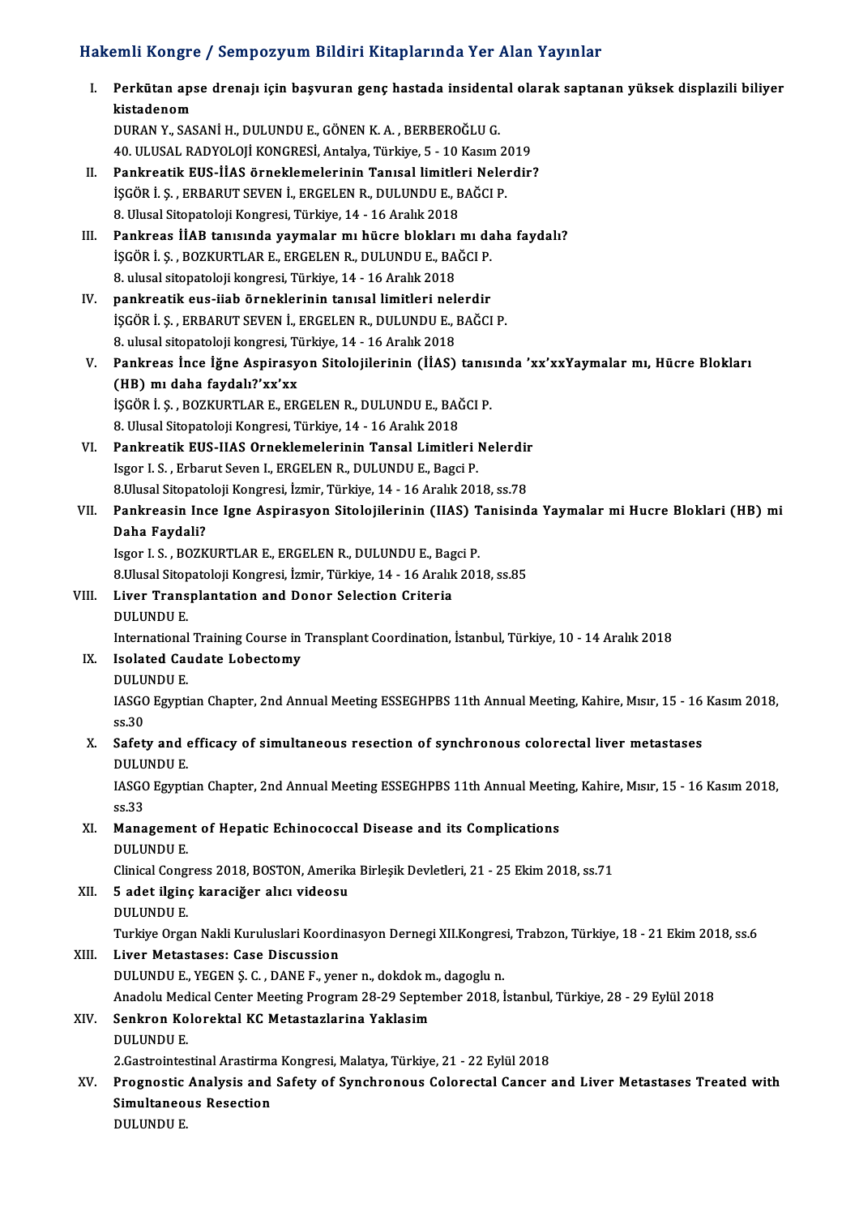## Hakemli Kongre / Sempozyum Bildiri Kitaplarında Yer Alan Yayınlar

I. **Perkütan apse drenajı için başvuran genç hastada insidental olarak saptanan yüksek displazili biliyer kistadenom**
   DURAN Y., SASANİ H., DULUNDU E., GÖNEN K. A. , BERBEROĞLU G.
   40. ULUSAL RADYOLOJİ KONGRESİ, Antalya, Türkiye, 5 - 10 Kasım 2019

II. **Pankreatik EUS-İİAS örneklemelerinin Tanısal limitleri Nelerdir?**
   İŞGÖR İ. Ş. , ERBARUT SEVEN İ., ERGELEN R., DULUNDU E., BAĞCI P.
   8. Ulusal Sitopatoloji Kongresi, Türkiye, 14 - 16 Aralık 2018

III. **Pankreas İİAB tanısında yaymalar mı hücre blokları mı daha faydalı?**
   İŞGÖR İ. Ş. , BOZKURTLAR E., ERGELEN R., DULUNDU E., BAĞCI P.
   8. ulusal sitopatoloji kongresi, Türkiye, 14 - 16 Aralık 2018

IV. **pankreatik eus-iiab örneklerinin tanısal limitleri nelerdir**
   İŞGÖR İ. Ş. , ERBARUT SEVEN İ., ERGELEN R., DULUNDU E., BAĞCI P.
   8. ulusal sitopatoloji kongresi, Türkiye, 14 - 16 Aralık 2018

V. **Pankreas İnce İğne Aspirasyon Sitolojilerinin (İİAS) tanısında 'xx'xxYaymalar mı, Hücre Blokları (HB) mı daha faydalı?'xx'xx**
   İŞGÖR İ. Ş. , BOZKURTLAR E., ERGELEN R., DULUNDU E., BAĞCI P.
   8. Ulusal Sitopatoloji Kongresi, Türkiye, 14 - 16 Aralık 2018

VI. **Pankreatik EUS-IIAS Orneklemelerinin Tansal Limitleri Nelerdir**
   Isgor I. S. , Erbarut Seven I., ERGELEN R., DULUNDU E., Bagci P.
   8.Ulusal Sitopatoloji Kongresi, İzmir, Türkiye, 14 - 16 Aralık 2018, ss.78

VII. **Pankreasin Ince Igne Aspirasyon Sitolojilerinin (IIAS) Tanisinda Yaymalar mi Hucre Bloklari (HB) mi Daha Faydali?**
   Isgor I. S. , BOZKURTLAR E., ERGELEN R., DULUNDU E., Bagci P.
   8.Ulusal Sitopatoloji Kongresi, İzmir, Türkiye, 14 - 16 Aralık 2018, ss.85

VIII. **Liver Transplantation and Donor Selection Criteria**
   DULUNDU E.
   International Training Course in Transplant Coordination, İstanbul, Türkiye, 10 - 14 Aralık 2018

IX. **Isolated Caudate Lobectomy**
   DULUNDU E.
   IASGO Egyptian Chapter, 2nd Annual Meeting ESSEGHPBS 11th Annual Meeting, Kahire, Mısır, 15 - 16 Kasım 2018, ss.30

X. **Safety and efficacy of simultaneous resection of synchronous colorectal liver metastases**
   DULUNDU E.
   IASGO Egyptian Chapter, 2nd Annual Meeting ESSEGHPBS 11th Annual Meeting, Kahire, Mısır, 15 - 16 Kasım 2018, ss.33

XI. **Management of Hepatic Echinococcal Disease and its Complications**
   DULUNDU E.
   Clinical Congress 2018, BOSTON, Amerika Birleşik Devletleri, 21 - 25 Ekim 2018, ss.71

XII. **5 adet ilginç karaciğer alıcı videosu**
   DULUNDU E.
   Turkiye Organ Nakli Kuruluslari Koordinasyon Dernegi XII.Kongresi, Trabzon, Türkiye, 18 - 21 Ekim 2018, ss.6

XIII. **Liver Metastases: Case Discussion**
   DULUNDU E., YEGEN Ş. C. , DANE F., yener n., dokdok m., dagoglu n.
   Anadolu Medical Center Meeting Program 28-29 September 2018, İstanbul, Türkiye, 28 - 29 Eylül 2018

XIV. **Senkron Kolorektal KC Metastazlarina Yaklasim**
   DULUNDU E.
   2.Gastrointestinal Arastirma Kongresi, Malatya, Türkiye, 21 - 22 Eylül 2018

XV. **Prognostic Analysis and Safety of Synchronous Colorectal Cancer and Liver Metastases Treated with Simultaneous Resection**
   DULUNDU E.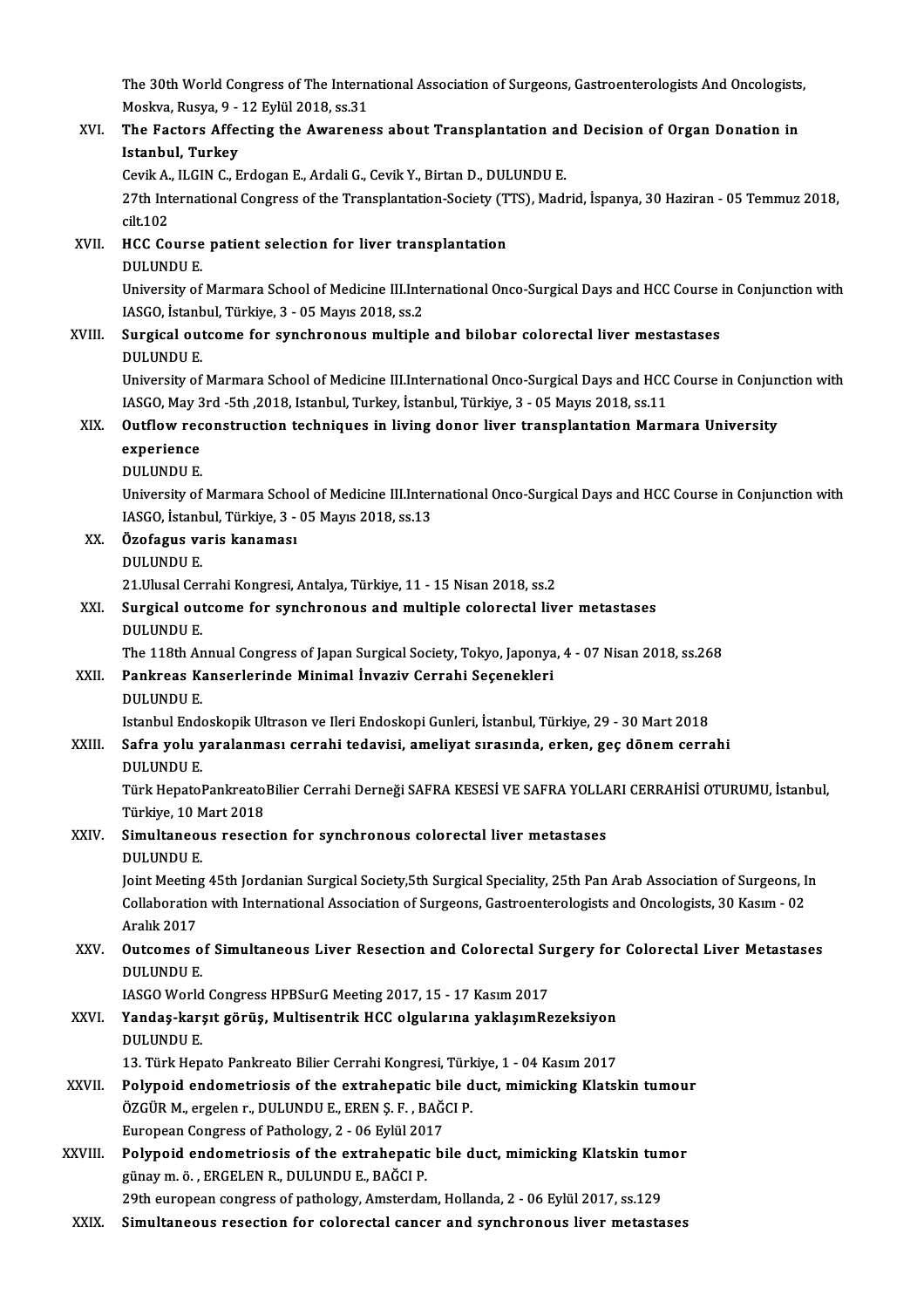The 30th World Congress of The International Association of Surgeons, Gastroenterologists And Oncologists, Moskva, Rusya, 9 - 12 Eylül 2018, ss.31

XVI. **The Factors Affecting the Awareness about Transplantation and Decision of Organ Donation in Istanbul, Turkey**
Cevik A., ILGIN C., Erdogan E., Ardali G., Cevik Y., Birtan D., DULUNDU E.
27th International Congress of the Transplantation-Society (TTS), Madrid, İspanya, 30 Haziran - 05 Temmuz 2018, cilt.102

XVII. **HCC Course patient selection for liver transplantation**
DULUNDU E.
University of Marmara School of Medicine III.International Onco-Surgical Days and HCC Course in Conjunction with IASGO, İstanbul, Türkiye, 3 - 05 Mayıs 2018, ss.2

XVIII. **Surgical outcome for synchronous multiple and bilobar colorectal liver mestastases**
DULUNDU E.
University of Marmara School of Medicine III.International Onco-Surgical Days and HCC Course in Conjunction with IASGO, May 3rd -5th ,2018, Istanbul, Turkey, İstanbul, Türkiye, 3 - 05 Mayıs 2018, ss.11

XIX. **Outflow reconstruction techniques in living donor liver transplantation Marmara University experience**
DULUNDU E.
University of Marmara School of Medicine III.International Onco-Surgical Days and HCC Course in Conjunction with IASGO, İstanbul, Türkiye, 3 - 05 Mayıs 2018, ss.13

XX. **Özofagus varis kanaması**
DULUNDU E.
21.Ulusal Cerrahi Kongresi, Antalya, Türkiye, 11 - 15 Nisan 2018, ss.2

XXI. **Surgical outcome for synchronous and multiple colorectal liver metastases**
DULUNDU E.
The 118th Annual Congress of Japan Surgical Society, Tokyo, Japonya, 4 - 07 Nisan 2018, ss.268

XXII. **Pankreas Kanserlerinde Minimal İnvaziv Cerrahi Seçenekleri**
DULUNDU E.
Istanbul Endoskopik Ultrason ve Ileri Endoskopi Gunleri, İstanbul, Türkiye, 29 - 30 Mart 2018

XXIII. **Safra yolu yaralanması cerrahi tedavisi, ameliyat sırasında, erken, geç dönem cerrahi**
DULUNDU E.
Türk HepatoPankreatoBilier Cerrahi Derneği SAFRA KESESİ VE SAFRA YOLLARI CERRAHİSİ OTURUMU, İstanbul, Türkiye, 10 Mart 2018

XXIV. **Simultaneous resection for synchronous colorectal liver metastases**
DULUNDU E.
Joint Meeting 45th Jordanian Surgical Society,5th Surgical Speciality, 25th Pan Arab Association of Surgeons, In Collaboration with International Association of Surgeons, Gastroenterologists and Oncologists, 30 Kasım - 02 Aralık 2017

XXV. **Outcomes of Simultaneous Liver Resection and Colorectal Surgery for Colorectal Liver Metastases**
DULUNDU E.
IASGO World Congress HPBSurG Meeting 2017, 15 - 17 Kasım 2017

XXVI. **Yandaş-karşıt görüş, Multisentrik HCC olgularına yaklaşımRezeksiyon**
DULUNDU E.
13. Türk Hepato Pankreato Bilier Cerrahi Kongresi, Türkiye, 1 - 04 Kasım 2017

XXVII. **Polypoid endometriosis of the extrahepatic bile duct, mimicking Klatskin tumour**
ÖZGÜR M., ergelen r., DULUNDU E., EREN Ş. F. , BAĞCI P.
European Congress of Pathology, 2 - 06 Eylül 2017

XXVIII. **Polypoid endometriosis of the extrahepatic bile duct, mimicking Klatskin tumor**
günay m. ö. , ERGELEN R., DULUNDU E., BAĞCI P.
29th european congress of pathology, Amsterdam, Hollanda, 2 - 06 Eylül 2017, ss.129

XXIX. **Simultaneous resection for colorectal cancer and synchronous liver metastases**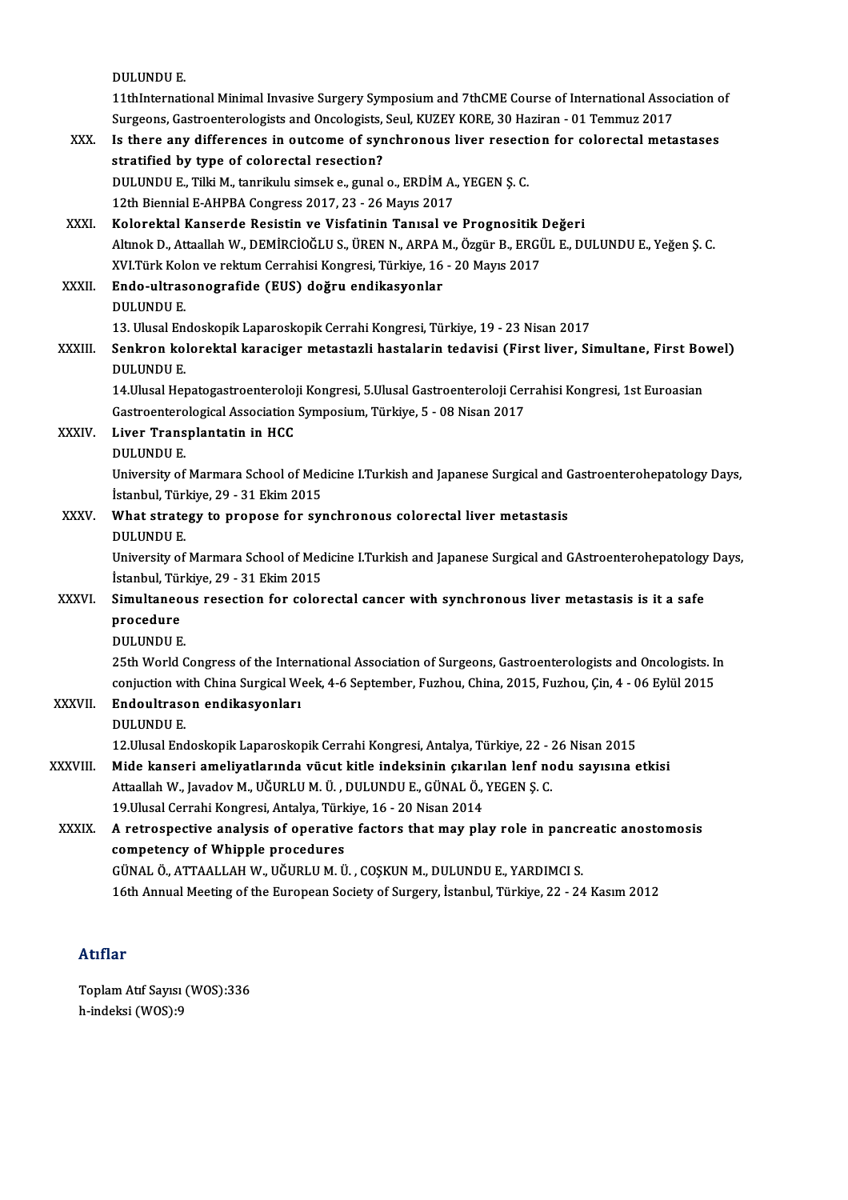DULUNDU E.

11thInternational Minimal Invasive Surgery Symposium and 7thCME Course of International Association of Surgeons, Gastroenterologists and Oncologists, Seul, KUZEY KORE, 30 Haziran - 01 Temmuz 2017

XXX. **Is there any differences in outcome of synchronous liver resection for colorectal metastases stratified by type of colorectal resection?**
DULUNDU E., Tilki M., tanrikulu simsek e., gunal o., ERDİM A., YEGEN Ş. C.
12th Biennial E-AHPBA Congress 2017, 23 - 26 Mayıs 2017

XXXI. **Kolorektal Kanserde Resistin ve Visfatinin Tanısal ve Prognositik Değeri**
Altınok D., Attaallah W., DEMİRCİOĞLU S., ÜREN N., ARPA M., Özgür B., ERGÜL E., DULUNDU E., Yeğen Ş. C.
XVI.Türk Kolon ve rektum Cerrahisi Kongresi, Türkiye, 16 - 20 Mayıs 2017

XXXII. **Endo-ultrasonografide (EUS) doğru endikasyonlar**
DULUNDU E.
13. Ulusal Endoskopik Laparoskopik Cerrahi Kongresi, Türkiye, 19 - 23 Nisan 2017

XXXIII. **Senkron kolorektal karaciger metastazli hastalarin tedavisi (First liver, Simultane, First Bowel)**
DULUNDU E.
14.Ulusal Hepatogastroenteroloji Kongresi, 5.Ulusal Gastroenteroloji Cerrahisi Kongresi, 1st Euroasian Gastroenterological Association Symposium, Türkiye, 5 - 08 Nisan 2017

XXXIV. **Liver Transplantatin in HCC**
DULUNDU E.
University of Marmara School of Medicine I.Turkish and Japanese Surgical and Gastroenterohepatology Days, İstanbul, Türkiye, 29 - 31 Ekim 2015

XXXV. **What strategy to propose for synchronous colorectal liver metastasis**
DULUNDU E.
University of Marmara School of Medicine I.Turkish and Japanese Surgical and GAstroenterohepatology Days, İstanbul, Türkiye, 29 - 31 Ekim 2015

XXXVI. **Simultaneous resection for colorectal cancer with synchronous liver metastasis is it a safe procedure**
DULUNDU E.
25th World Congress of the International Association of Surgeons, Gastroenterologists and Oncologists. In conjuction with China Surgical Week, 4-6 September, Fuzhou, China, 2015, Fuzhou, Çin, 4 - 06 Eylül 2015

XXXVII. **Endoultrason endikasyonları**
DULUNDU E.
12.Ulusal Endoskopik Laparoskopik Cerrahi Kongresi, Antalya, Türkiye, 22 - 26 Nisan 2015

XXXVIII. **Mide kanseri ameliyatlarında vücut kitle indeksinin çıkarılan lenf nodu sayısına etkisi**
Attaallah W., Javadov M., UĞURLU M. Ü. , DULUNDU E., GÜNAL Ö., YEGEN Ş. C.
19.Ulusal Cerrahi Kongresi, Antalya, Türkiye, 16 - 20 Nisan 2014

XXXIX. **A retrospective analysis of operative factors that may play role in pancreatic anostomosis competency of Whipple procedures**
GÜNAL Ö., ATTAALLAH W., UĞURLU M. Ü. , COŞKUN M., DULUNDU E., YARDIMCI S.
16th Annual Meeting of the European Society of Surgery, İstanbul, Türkiye, 22 - 24 Kasım 2012

## Atıflar

Toplam Atıf Sayısı (WOS):336
h-indeksi (WOS):9